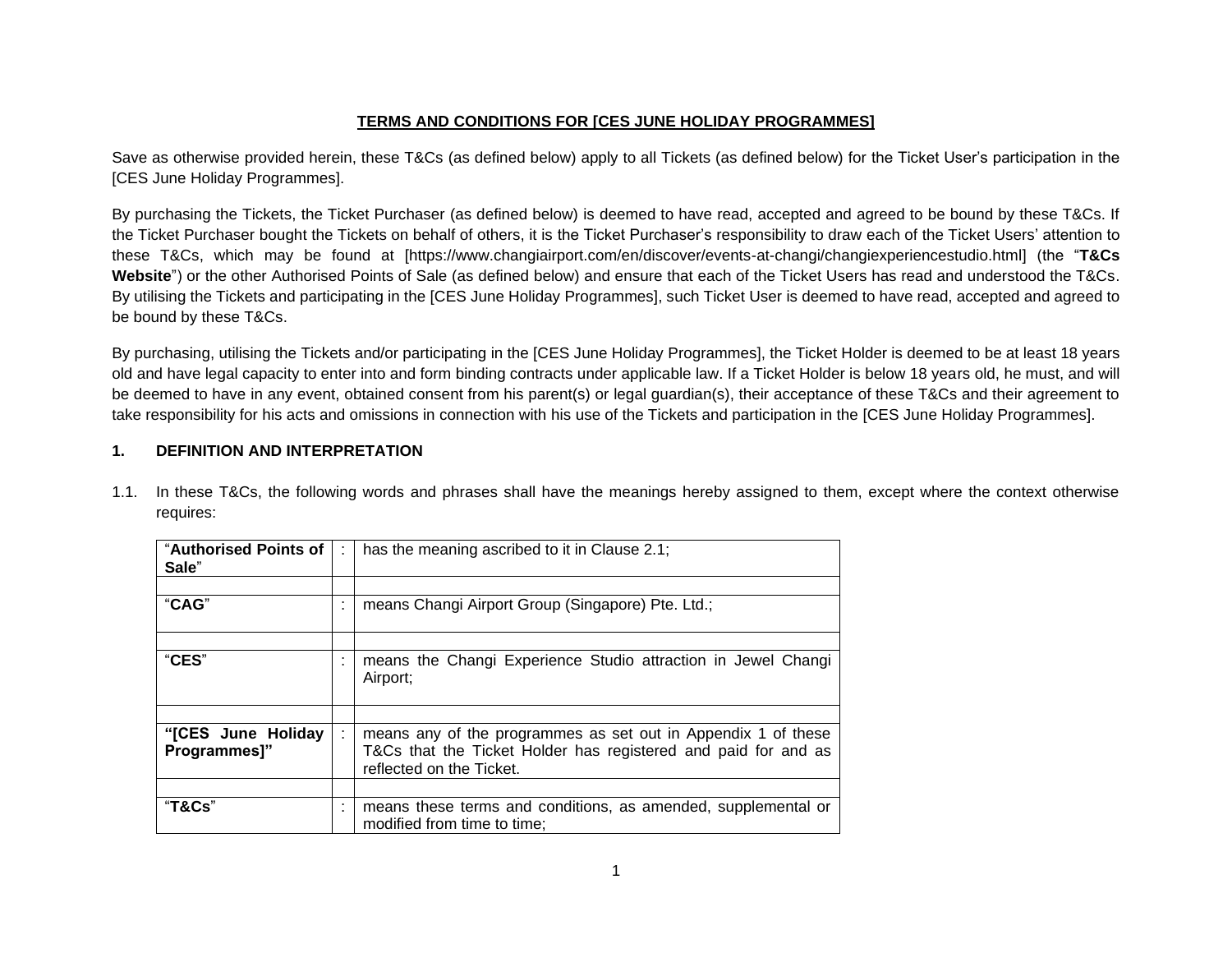# **TERMS AND CONDITIONS FOR [CES JUNE HOLIDAY PROGRAMMES]**

Save as otherwise provided herein, these T&Cs (as defined below) apply to all Tickets (as defined below) for the Ticket User's participation in the [CES June Holiday Programmes].

By purchasing the Tickets, the Ticket Purchaser (as defined below) is deemed to have read, accepted and agreed to be bound by these T&Cs. If the Ticket Purchaser bought the Tickets on behalf of others, it is the Ticket Purchaser's responsibility to draw each of the Ticket Users' attention to these T&Cs, which may be found at [https://www.changiairport.com/en/discover/events-at-changi/changiexperiencestudio.html] (the "**T&Cs Website**") or the other Authorised Points of Sale (as defined below) and ensure that each of the Ticket Users has read and understood the T&Cs. By utilising the Tickets and participating in the [CES June Holiday Programmes], such Ticket User is deemed to have read, accepted and agreed to be bound by these T&Cs.

By purchasing, utilising the Tickets and/or participating in the [CES June Holiday Programmes], the Ticket Holder is deemed to be at least 18 years old and have legal capacity to enter into and form binding contracts under applicable law. If a Ticket Holder is below 18 years old, he must, and will be deemed to have in any event, obtained consent from his parent(s) or legal guardian(s), their acceptance of these T&Cs and their agreement to take responsibility for his acts and omissions in connection with his use of the Tickets and participation in the [CES June Holiday Programmes].

## **1. DEFINITION AND INTERPRETATION**

1.1. In these T&Cs, the following words and phrases shall have the meanings hereby assigned to them, except where the context otherwise requires:

| | | |
|---|---|---|
| "**Authorised Points of Sale**" | : | has the meaning ascribed to it in Clause 2.1; |
| "**CAG**" | : | means Changi Airport Group (Singapore) Pte. Ltd.; |
| "**CES**" | : | means the Changi Experience Studio attraction in Jewel Changi Airport; |
| **"[CES June Holiday Programmes]"** | : | means any of the programmes as set out in Appendix 1 of these T&Cs that the Ticket Holder has registered and paid for and as reflected on the Ticket. |
| "**T&Cs**" | : | means these terms and conditions, as amended, supplemental or modified from time to time; |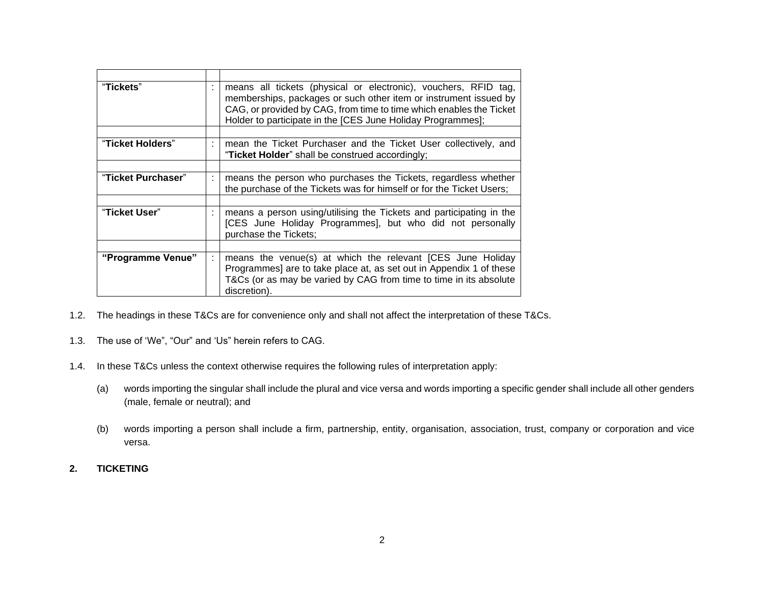| | | |
|---|---|---|
| "**Tickets**" | : | means all tickets (physical or electronic), vouchers, RFID tag, memberships, packages or such other item or instrument issued by CAG, or provided by CAG, from time to time which enables the Ticket Holder to participate in the [CES June Holiday Programmes]; |
| | | |
| "**Ticket Holders**" | : | mean the Ticket Purchaser and the Ticket User collectively, and "**Ticket Holder**" shall be construed accordingly; |
| | | |
| "**Ticket Purchaser**" | : | means the person who purchases the Tickets, regardless whether the purchase of the Tickets was for himself or for the Ticket Users; |
| | | |
| "**Ticket User**" | : | means a person using/utilising the Tickets and participating in the [CES June Holiday Programmes], but who did not personally purchase the Tickets; |
| | | |
| **"Programme Venue"** | : | means the venue(s) at which the relevant [CES June Holiday Programmes] are to take place at, as set out in Appendix 1 of these T&Cs (or as may be varied by CAG from time to time in its absolute discretion). |

1.2. The headings in these T&Cs are for convenience only and shall not affect the interpretation of these T&Cs.

1.3. The use of 'We", "Our" and 'Us" herein refers to CAG.

1.4. In these T&Cs unless the context otherwise requires the following rules of interpretation apply:

(a) words importing the singular shall include the plural and vice versa and words importing a specific gender shall include all other genders (male, female or neutral); and

(b) words importing a person shall include a firm, partnership, entity, organisation, association, trust, company or corporation and vice versa.

**2. TICKETING**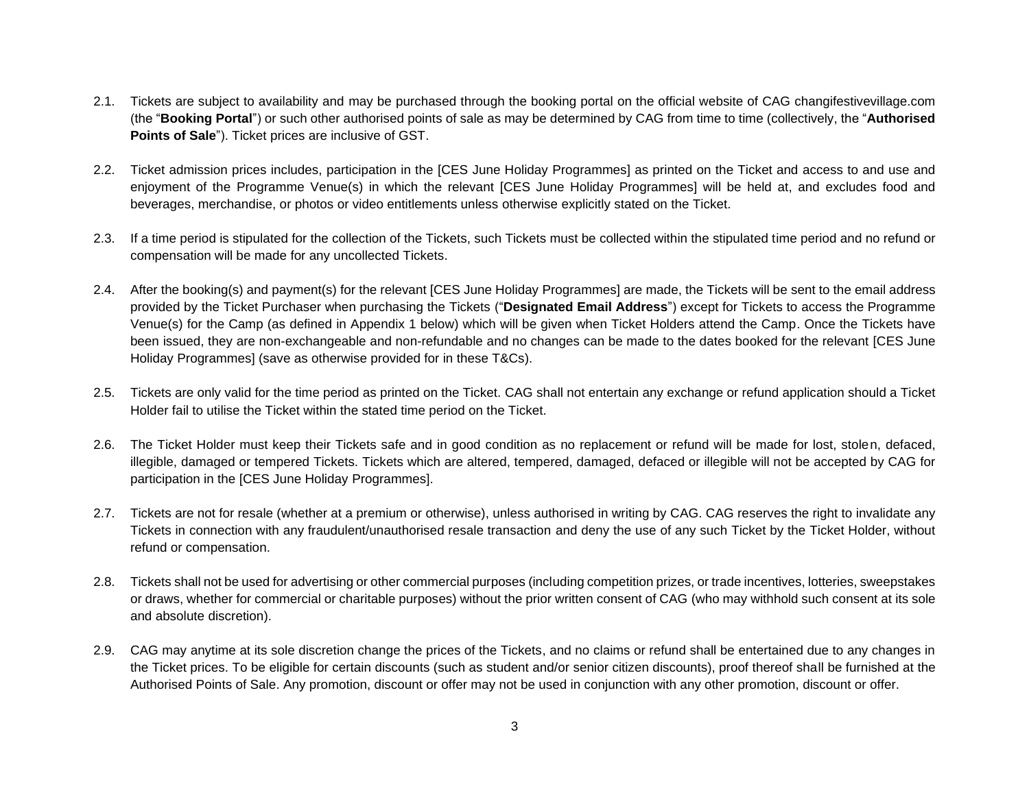2.1. Tickets are subject to availability and may be purchased through the booking portal on the official website of CAG changifestivevillage.com (the "**Booking Portal**") or such other authorised points of sale as may be determined by CAG from time to time (collectively, the "**Authorised Points of Sale**"). Ticket prices are inclusive of GST.

2.2. Ticket admission prices includes, participation in the [CES June Holiday Programmes] as printed on the Ticket and access to and use and enjoyment of the Programme Venue(s) in which the relevant [CES June Holiday Programmes] will be held at, and excludes food and beverages, merchandise, or photos or video entitlements unless otherwise explicitly stated on the Ticket.

2.3. If a time period is stipulated for the collection of the Tickets, such Tickets must be collected within the stipulated time period and no refund or compensation will be made for any uncollected Tickets.

2.4. After the booking(s) and payment(s) for the relevant [CES June Holiday Programmes] are made, the Tickets will be sent to the email address provided by the Ticket Purchaser when purchasing the Tickets ("**Designated Email Address**") except for Tickets to access the Programme Venue(s) for the Camp (as defined in Appendix 1 below) which will be given when Ticket Holders attend the Camp. Once the Tickets have been issued, they are non-exchangeable and non-refundable and no changes can be made to the dates booked for the relevant [CES June Holiday Programmes] (save as otherwise provided for in these T&Cs).

2.5. Tickets are only valid for the time period as printed on the Ticket. CAG shall not entertain any exchange or refund application should a Ticket Holder fail to utilise the Ticket within the stated time period on the Ticket.

2.6. The Ticket Holder must keep their Tickets safe and in good condition as no replacement or refund will be made for lost, stolen, defaced, illegible, damaged or tempered Tickets. Tickets which are altered, tempered, damaged, defaced or illegible will not be accepted by CAG for participation in the [CES June Holiday Programmes].

2.7. Tickets are not for resale (whether at a premium or otherwise), unless authorised in writing by CAG. CAG reserves the right to invalidate any Tickets in connection with any fraudulent/unauthorised resale transaction and deny the use of any such Ticket by the Ticket Holder, without refund or compensation.

2.8. Tickets shall not be used for advertising or other commercial purposes (including competition prizes, or trade incentives, lotteries, sweepstakes or draws, whether for commercial or charitable purposes) without the prior written consent of CAG (who may withhold such consent at its sole and absolute discretion).

2.9. CAG may anytime at its sole discretion change the prices of the Tickets, and no claims or refund shall be entertained due to any changes in the Ticket prices. To be eligible for certain discounts (such as student and/or senior citizen discounts), proof thereof shall be furnished at the Authorised Points of Sale. Any promotion, discount or offer may not be used in conjunction with any other promotion, discount or offer.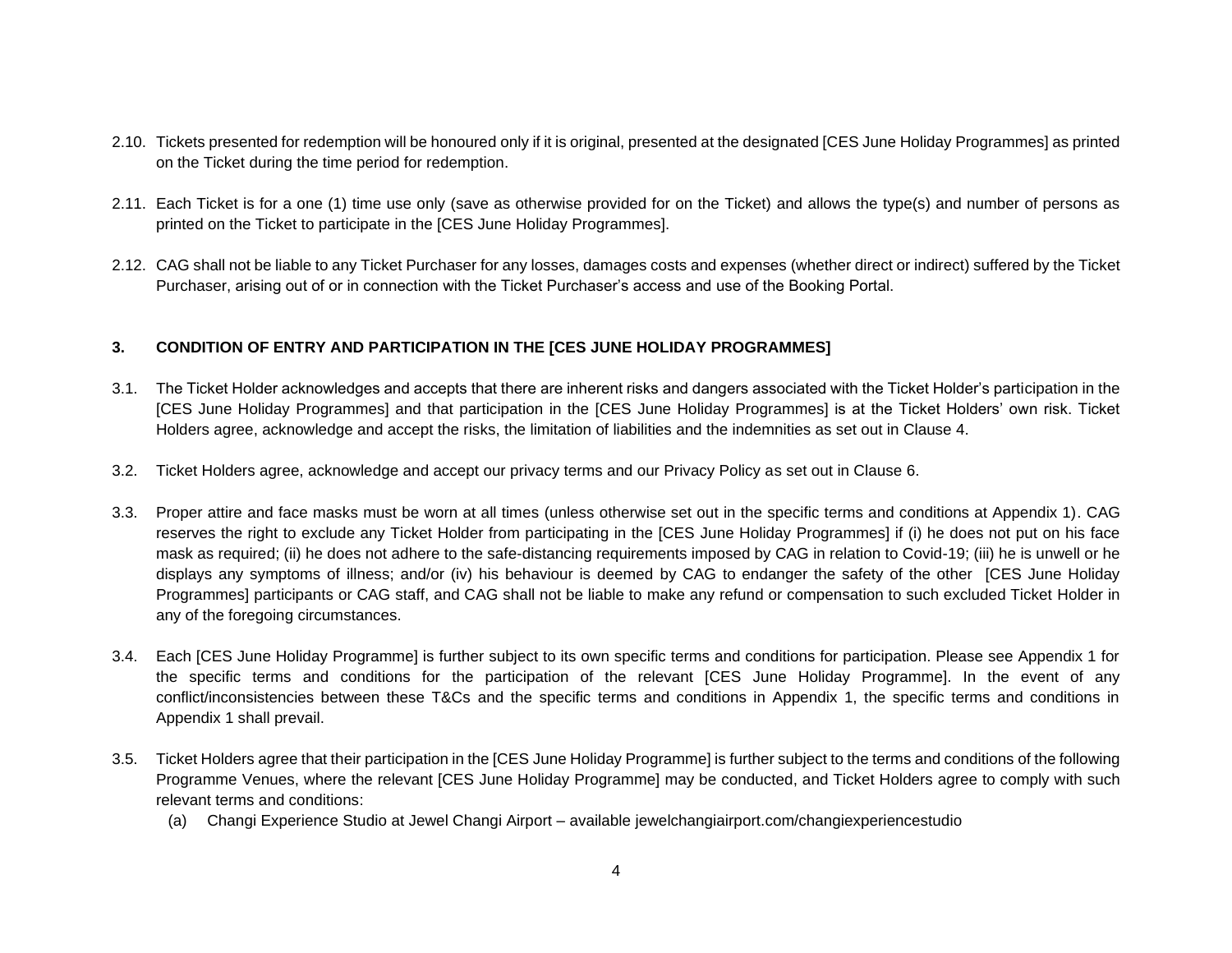2.10. Tickets presented for redemption will be honoured only if it is original, presented at the designated [CES June Holiday Programmes] as printed on the Ticket during the time period for redemption.

2.11. Each Ticket is for a one (1) time use only (save as otherwise provided for on the Ticket) and allows the type(s) and number of persons as printed on the Ticket to participate in the [CES June Holiday Programmes].

2.12. CAG shall not be liable to any Ticket Purchaser for any losses, damages costs and expenses (whether direct or indirect) suffered by the Ticket Purchaser, arising out of or in connection with the Ticket Purchaser's access and use of the Booking Portal.

**3. CONDITION OF ENTRY AND PARTICIPATION IN THE [CES JUNE HOLIDAY PROGRAMMES]**

3.1. The Ticket Holder acknowledges and accepts that there are inherent risks and dangers associated with the Ticket Holder's participation in the [CES June Holiday Programmes] and that participation in the [CES June Holiday Programmes] is at the Ticket Holders' own risk. Ticket Holders agree, acknowledge and accept the risks, the limitation of liabilities and the indemnities as set out in Clause 4.

3.2. Ticket Holders agree, acknowledge and accept our privacy terms and our Privacy Policy as set out in Clause 6.

3.3. Proper attire and face masks must be worn at all times (unless otherwise set out in the specific terms and conditions at Appendix 1). CAG reserves the right to exclude any Ticket Holder from participating in the [CES June Holiday Programmes] if (i) he does not put on his face mask as required; (ii) he does not adhere to the safe-distancing requirements imposed by CAG in relation to Covid-19; (iii) he is unwell or he displays any symptoms of illness; and/or (iv) his behaviour is deemed by CAG to endanger the safety of the other [CES June Holiday Programmes] participants or CAG staff, and CAG shall not be liable to make any refund or compensation to such excluded Ticket Holder in any of the foregoing circumstances.

3.4. Each [CES June Holiday Programme] is further subject to its own specific terms and conditions for participation. Please see Appendix 1 for the specific terms and conditions for the participation of the relevant [CES June Holiday Programme]. In the event of any conflict/inconsistencies between these T&Cs and the specific terms and conditions in Appendix 1, the specific terms and conditions in Appendix 1 shall prevail.

3.5. Ticket Holders agree that their participation in the [CES June Holiday Programme] is further subject to the terms and conditions of the following Programme Venues, where the relevant [CES June Holiday Programme] may be conducted, and Ticket Holders agree to comply with such relevant terms and conditions:

(a) Changi Experience Studio at Jewel Changi Airport – available jewelchangiairport.com/changiexperiencestudio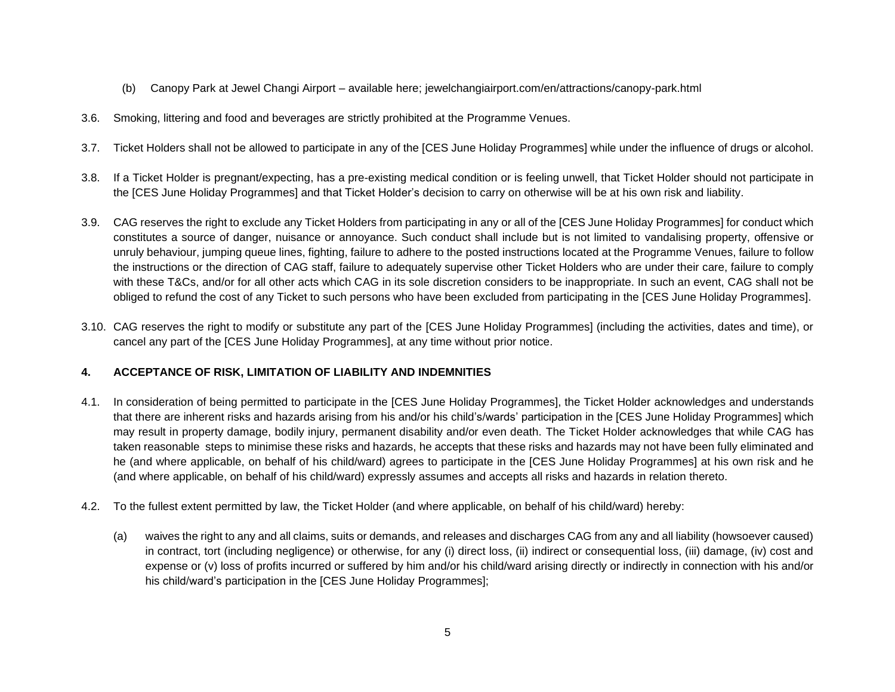(b) Canopy Park at Jewel Changi Airport – available here; jewelchangiairport.com/en/attractions/canopy-park.html

3.6. Smoking, littering and food and beverages are strictly prohibited at the Programme Venues.

3.7. Ticket Holders shall not be allowed to participate in any of the [CES June Holiday Programmes] while under the influence of drugs or alcohol.

3.8. If a Ticket Holder is pregnant/expecting, has a pre-existing medical condition or is feeling unwell, that Ticket Holder should not participate in the [CES June Holiday Programmes] and that Ticket Holder's decision to carry on otherwise will be at his own risk and liability.

3.9. CAG reserves the right to exclude any Ticket Holders from participating in any or all of the [CES June Holiday Programmes] for conduct which constitutes a source of danger, nuisance or annoyance. Such conduct shall include but is not limited to vandalising property, offensive or unruly behaviour, jumping queue lines, fighting, failure to adhere to the posted instructions located at the Programme Venues, failure to follow the instructions or the direction of CAG staff, failure to adequately supervise other Ticket Holders who are under their care, failure to comply with these T&Cs, and/or for all other acts which CAG in its sole discretion considers to be inappropriate. In such an event, CAG shall not be obliged to refund the cost of any Ticket to such persons who have been excluded from participating in the [CES June Holiday Programmes].

3.10. CAG reserves the right to modify or substitute any part of the [CES June Holiday Programmes] (including the activities, dates and time), or cancel any part of the [CES June Holiday Programmes], at any time without prior notice.

## 4. ACCEPTANCE OF RISK, LIMITATION OF LIABILITY AND INDEMNITIES

4.1. In consideration of being permitted to participate in the [CES June Holiday Programmes], the Ticket Holder acknowledges and understands that there are inherent risks and hazards arising from his and/or his child's/wards' participation in the [CES June Holiday Programmes] which may result in property damage, bodily injury, permanent disability and/or even death. The Ticket Holder acknowledges that while CAG has taken reasonable steps to minimise these risks and hazards, he accepts that these risks and hazards may not have been fully eliminated and he (and where applicable, on behalf of his child/ward) agrees to participate in the [CES June Holiday Programmes] at his own risk and he (and where applicable, on behalf of his child/ward) expressly assumes and accepts all risks and hazards in relation thereto.

4.2. To the fullest extent permitted by law, the Ticket Holder (and where applicable, on behalf of his child/ward) hereby:

(a) waives the right to any and all claims, suits or demands, and releases and discharges CAG from any and all liability (howsoever caused) in contract, tort (including negligence) or otherwise, for any (i) direct loss, (ii) indirect or consequential loss, (iii) damage, (iv) cost and expense or (v) loss of profits incurred or suffered by him and/or his child/ward arising directly or indirectly in connection with his and/or his child/ward's participation in the [CES June Holiday Programmes];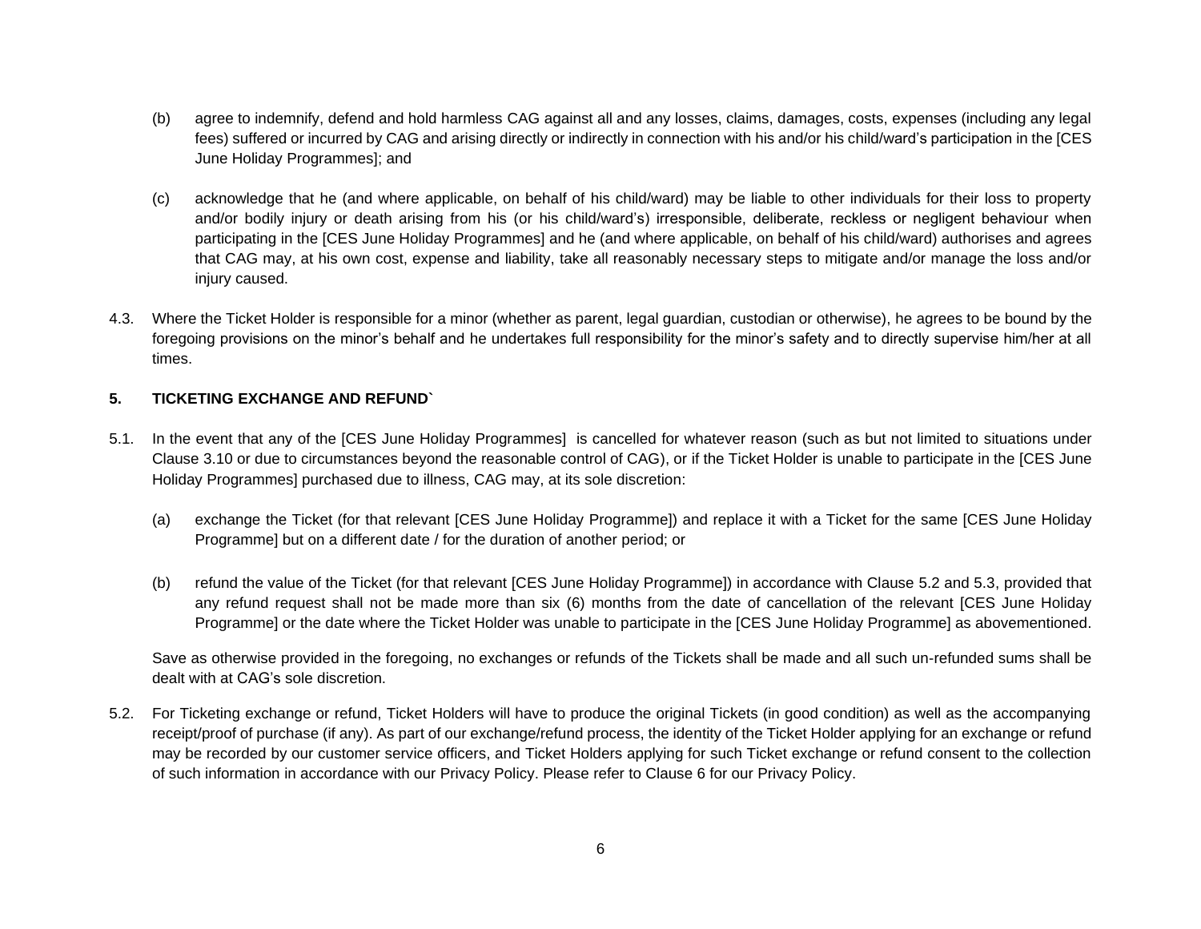(b) agree to indemnify, defend and hold harmless CAG against all and any losses, claims, damages, costs, expenses (including any legal fees) suffered or incurred by CAG and arising directly or indirectly in connection with his and/or his child/ward's participation in the [CES June Holiday Programmes]; and

(c) acknowledge that he (and where applicable, on behalf of his child/ward) may be liable to other individuals for their loss to property and/or bodily injury or death arising from his (or his child/ward's) irresponsible, deliberate, reckless or negligent behaviour when participating in the [CES June Holiday Programmes] and he (and where applicable, on behalf of his child/ward) authorises and agrees that CAG may, at his own cost, expense and liability, take all reasonably necessary steps to mitigate and/or manage the loss and/or injury caused.

4.3. Where the Ticket Holder is responsible for a minor (whether as parent, legal guardian, custodian or otherwise), he agrees to be bound by the foregoing provisions on the minor's behalf and he undertakes full responsibility for the minor's safety and to directly supervise him/her at all times.

**5. TICKETING EXCHANGE AND REFUND`**

5.1. In the event that any of the [CES June Holiday Programmes] is cancelled for whatever reason (such as but not limited to situations under Clause 3.10 or due to circumstances beyond the reasonable control of CAG), or if the Ticket Holder is unable to participate in the [CES June Holiday Programmes] purchased due to illness, CAG may, at its sole discretion:

(a) exchange the Ticket (for that relevant [CES June Holiday Programme]) and replace it with a Ticket for the same [CES June Holiday Programme] but on a different date / for the duration of another period; or

(b) refund the value of the Ticket (for that relevant [CES June Holiday Programme]) in accordance with Clause 5.2 and 5.3, provided that any refund request shall not be made more than six (6) months from the date of cancellation of the relevant [CES June Holiday Programme] or the date where the Ticket Holder was unable to participate in the [CES June Holiday Programme] as abovementioned.

Save as otherwise provided in the foregoing, no exchanges or refunds of the Tickets shall be made and all such un-refunded sums shall be dealt with at CAG's sole discretion.

5.2. For Ticketing exchange or refund, Ticket Holders will have to produce the original Tickets (in good condition) as well as the accompanying receipt/proof of purchase (if any). As part of our exchange/refund process, the identity of the Ticket Holder applying for an exchange or refund may be recorded by our customer service officers, and Ticket Holders applying for such Ticket exchange or refund consent to the collection of such information in accordance with our Privacy Policy. Please refer to Clause 6 for our Privacy Policy.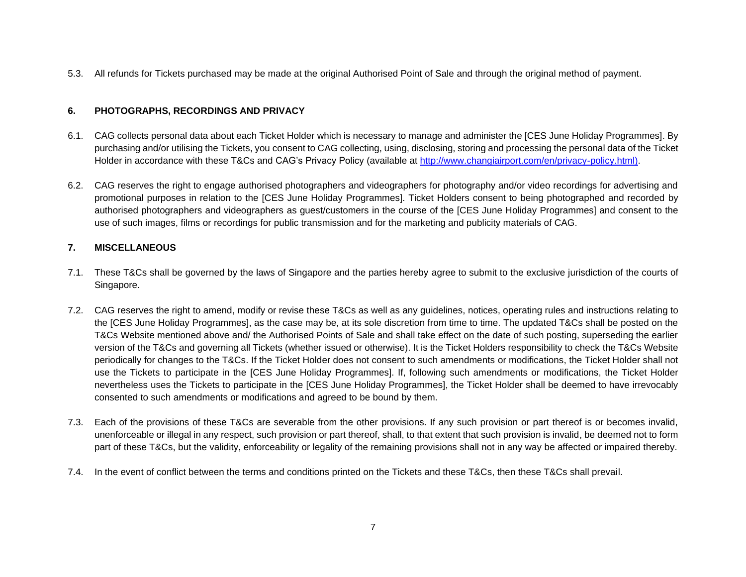5.3. All refunds for Tickets purchased may be made at the original Authorised Point of Sale and through the original method of payment.

## 6. PHOTOGRAPHS, RECORDINGS AND PRIVACY

6.1. CAG collects personal data about each Ticket Holder which is necessary to manage and administer the [CES June Holiday Programmes]. By purchasing and/or utilising the Tickets, you consent to CAG collecting, using, disclosing, storing and processing the personal data of the Ticket Holder in accordance with these T&Cs and CAG's Privacy Policy (available at [http://www.changiairport.com/en/privacy-policy.html)](http://www.changiairport.com/en/privacy-policy.html).

6.2. CAG reserves the right to engage authorised photographers and videographers for photography and/or video recordings for advertising and promotional purposes in relation to the [CES June Holiday Programmes]. Ticket Holders consent to being photographed and recorded by authorised photographers and videographers as guest/customers in the course of the [CES June Holiday Programmes] and consent to the use of such images, films or recordings for public transmission and for the marketing and publicity materials of CAG.

## 7. MISCELLANEOUS

7.1. These T&Cs shall be governed by the laws of Singapore and the parties hereby agree to submit to the exclusive jurisdiction of the courts of Singapore.

7.2. CAG reserves the right to amend, modify or revise these T&Cs as well as any guidelines, notices, operating rules and instructions relating to the [CES June Holiday Programmes], as the case may be, at its sole discretion from time to time. The updated T&Cs shall be posted on the T&Cs Website mentioned above and/ the Authorised Points of Sale and shall take effect on the date of such posting, superseding the earlier version of the T&Cs and governing all Tickets (whether issued or otherwise). It is the Ticket Holders responsibility to check the T&Cs Website periodically for changes to the T&Cs. If the Ticket Holder does not consent to such amendments or modifications, the Ticket Holder shall not use the Tickets to participate in the [CES June Holiday Programmes]. If, following such amendments or modifications, the Ticket Holder nevertheless uses the Tickets to participate in the [CES June Holiday Programmes], the Ticket Holder shall be deemed to have irrevocably consented to such amendments or modifications and agreed to be bound by them.

7.3. Each of the provisions of these T&Cs are severable from the other provisions. If any such provision or part thereof is or becomes invalid, unenforceable or illegal in any respect, such provision or part thereof, shall, to that extent that such provision is invalid, be deemed not to form part of these T&Cs, but the validity, enforceability or legality of the remaining provisions shall not in any way be affected or impaired thereby.

7.4. In the event of conflict between the terms and conditions printed on the Tickets and these T&Cs, then these T&Cs shall prevail.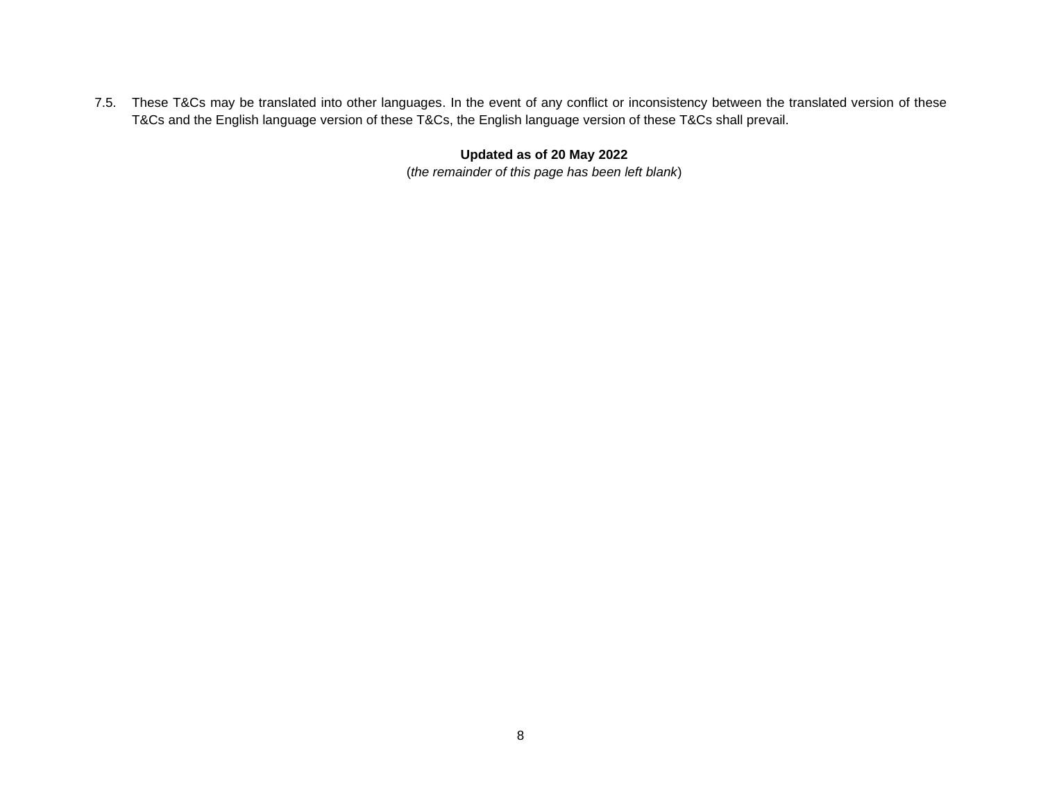7.5. These T&Cs may be translated into other languages. In the event of any conflict or inconsistency between the translated version of these T&Cs and the English language version of these T&Cs, the English language version of these T&Cs shall prevail.

**Updated as of 20 May 2022**

(*the remainder of this page has been left blank*)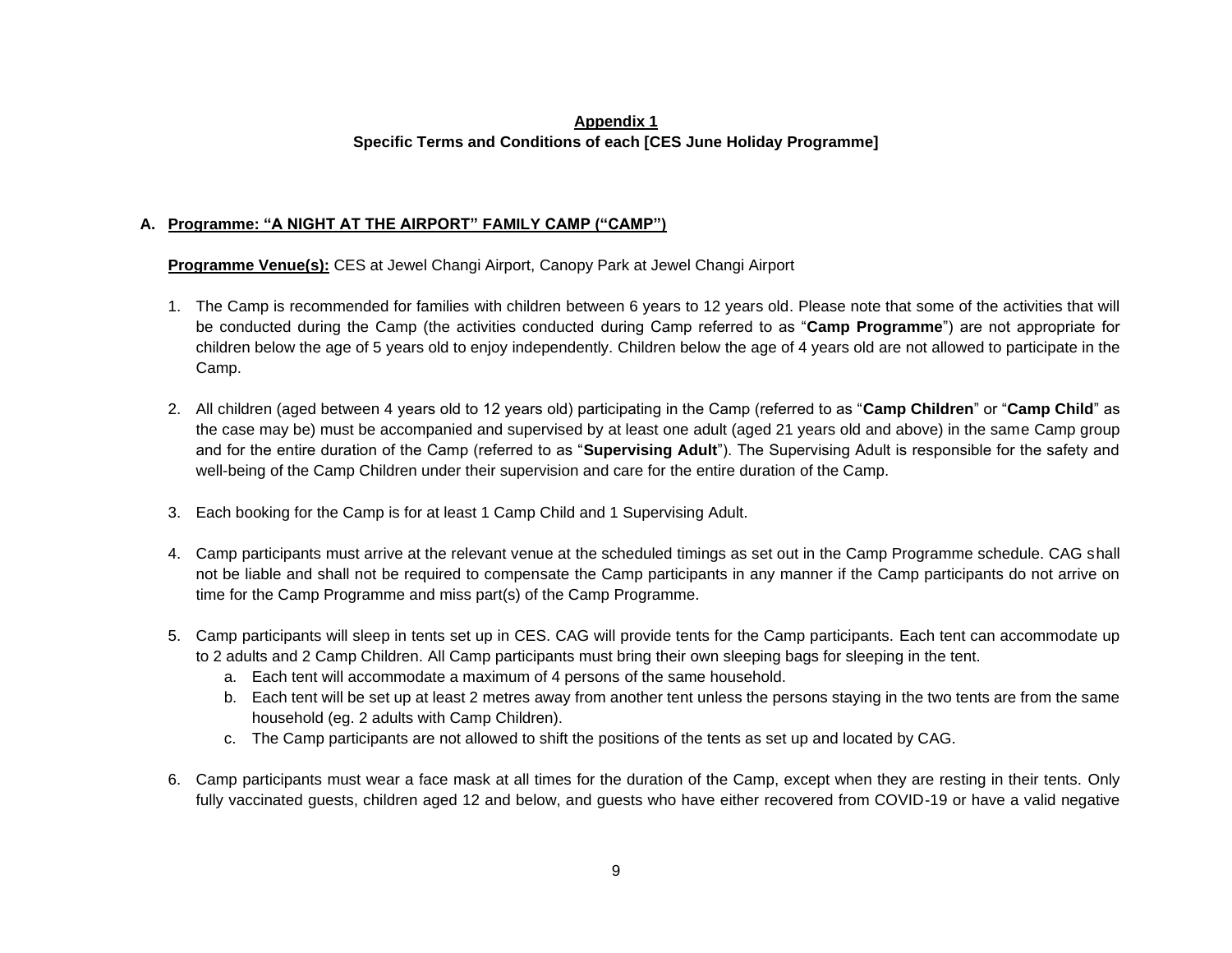**Appendix 1**

**Specific Terms and Conditions of each [CES June Holiday Programme]**

## A. Programme: "A NIGHT AT THE AIRPORT" FAMILY CAMP ("CAMP")

**Programme Venue(s):** CES at Jewel Changi Airport, Canopy Park at Jewel Changi Airport

1. The Camp is recommended for families with children between 6 years to 12 years old. Please note that some of the activities that will be conducted during the Camp (the activities conducted during Camp referred to as "**Camp Programme**") are not appropriate for children below the age of 5 years old to enjoy independently. Children below the age of 4 years old are not allowed to participate in the Camp.

2. All children (aged between 4 years old to 12 years old) participating in the Camp (referred to as "**Camp Children**" or "**Camp Child**" as the case may be) must be accompanied and supervised by at least one adult (aged 21 years old and above) in the same Camp group and for the entire duration of the Camp (referred to as "**Supervising Adult**"). The Supervising Adult is responsible for the safety and well-being of the Camp Children under their supervision and care for the entire duration of the Camp.

3. Each booking for the Camp is for at least 1 Camp Child and 1 Supervising Adult.

4. Camp participants must arrive at the relevant venue at the scheduled timings as set out in the Camp Programme schedule. CAG shall not be liable and shall not be required to compensate the Camp participants in any manner if the Camp participants do not arrive on time for the Camp Programme and miss part(s) of the Camp Programme.

5. Camp participants will sleep in tents set up in CES. CAG will provide tents for the Camp participants. Each tent can accommodate up to 2 adults and 2 Camp Children. All Camp participants must bring their own sleeping bags for sleeping in the tent.
   a. Each tent will accommodate a maximum of 4 persons of the same household.
   b. Each tent will be set up at least 2 metres away from another tent unless the persons staying in the two tents are from the same household (eg. 2 adults with Camp Children).
   c. The Camp participants are not allowed to shift the positions of the tents as set up and located by CAG.

6. Camp participants must wear a face mask at all times for the duration of the Camp, except when they are resting in their tents. Only fully vaccinated guests, children aged 12 and below, and guests who have either recovered from COVID-19 or have a valid negative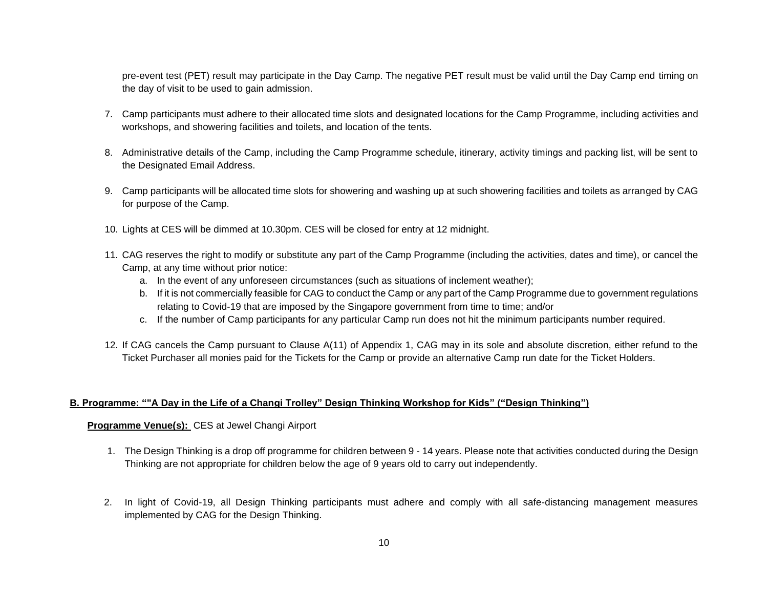pre-event test (PET) result may participate in the Day Camp. The negative PET result must be valid until the Day Camp end timing on the day of visit to be used to gain admission.

7. Camp participants must adhere to their allocated time slots and designated locations for the Camp Programme, including activities and workshops, and showering facilities and toilets, and location of the tents.

8. Administrative details of the Camp, including the Camp Programme schedule, itinerary, activity timings and packing list, will be sent to the Designated Email Address.

9. Camp participants will be allocated time slots for showering and washing up at such showering facilities and toilets as arranged by CAG for purpose of the Camp.

10. Lights at CES will be dimmed at 10.30pm. CES will be closed for entry at 12 midnight.

11. CAG reserves the right to modify or substitute any part of the Camp Programme (including the activities, dates and time), or cancel the Camp, at any time without prior notice:
    a. In the event of any unforeseen circumstances (such as situations of inclement weather);
    b. If it is not commercially feasible for CAG to conduct the Camp or any part of the Camp Programme due to government regulations relating to Covid-19 that are imposed by the Singapore government from time to time; and/or
    c. If the number of Camp participants for any particular Camp run does not hit the minimum participants number required.

12. If CAG cancels the Camp pursuant to Clause A(11) of Appendix 1, CAG may in its sole and absolute discretion, either refund to the Ticket Purchaser all monies paid for the Tickets for the Camp or provide an alternative Camp run date for the Ticket Holders.

**B. Programme: “"A Day in the Life of a Changi Trolley” Design Thinking Workshop for Kids” (“Design Thinking”)**

**Programme Venue(s):** CES at Jewel Changi Airport

1. The Design Thinking is a drop off programme for children between 9 - 14 years. Please note that activities conducted during the Design Thinking are not appropriate for children below the age of 9 years old to carry out independently.

2. In light of Covid-19, all Design Thinking participants must adhere and comply with all safe-distancing management measures implemented by CAG for the Design Thinking.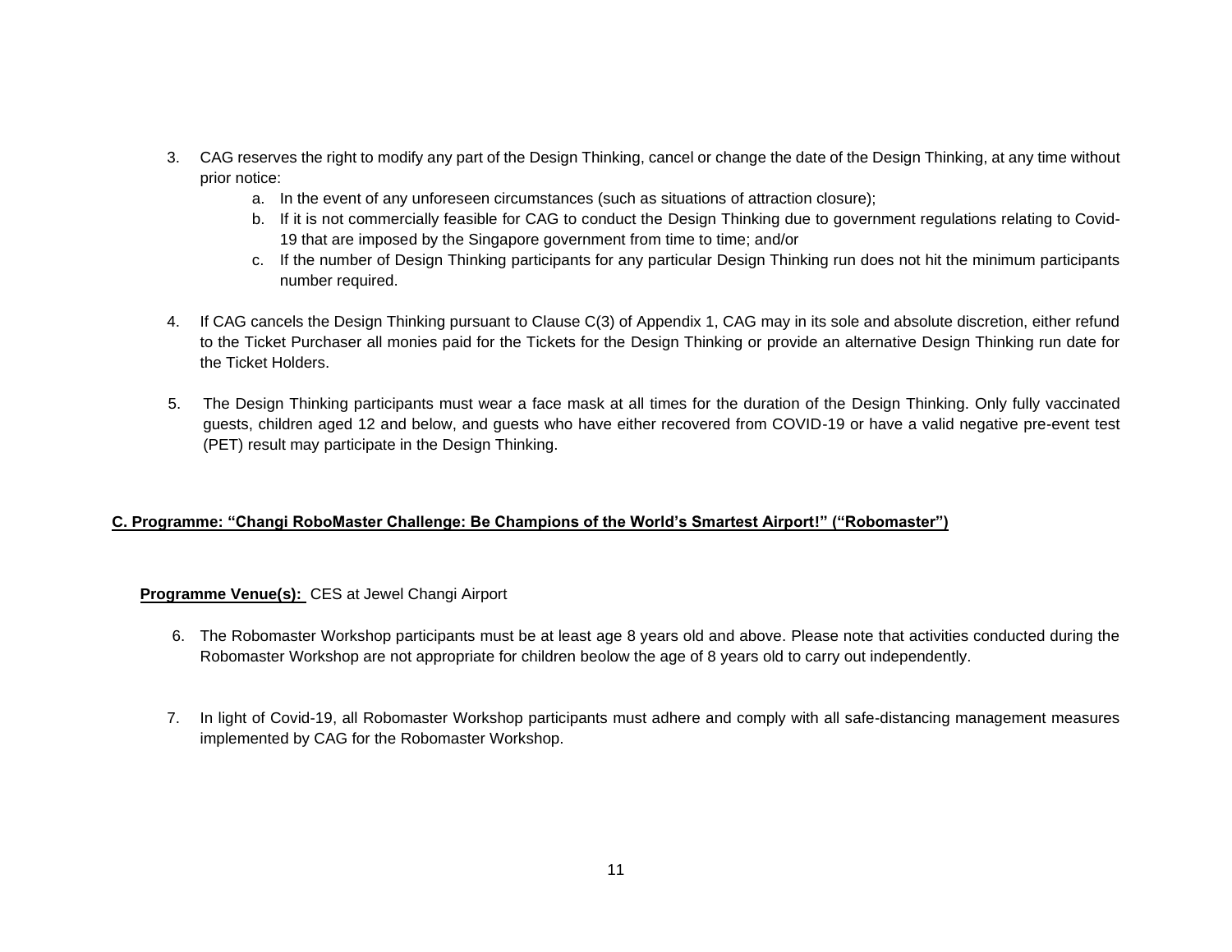3. CAG reserves the right to modify any part of the Design Thinking, cancel or change the date of the Design Thinking, at any time without prior notice:
   a. In the event of any unforeseen circumstances (such as situations of attraction closure);
   b. If it is not commercially feasible for CAG to conduct the Design Thinking due to government regulations relating to Covid-19 that are imposed by the Singapore government from time to time; and/or
   c. If the number of Design Thinking participants for any particular Design Thinking run does not hit the minimum participants number required.

4. If CAG cancels the Design Thinking pursuant to Clause C(3) of Appendix 1, CAG may in its sole and absolute discretion, either refund to the Ticket Purchaser all monies paid for the Tickets for the Design Thinking or provide an alternative Design Thinking run date for the Ticket Holders.

5. The Design Thinking participants must wear a face mask at all times for the duration of the Design Thinking. Only fully vaccinated guests, children aged 12 and below, and guests who have either recovered from COVID-19 or have a valid negative pre-event test (PET) result may participate in the Design Thinking.

## C. Programme: "Changi RoboMaster Challenge: Be Champions of the World's Smartest Airport!" ("Robomaster")

**Programme Venue(s):** CES at Jewel Changi Airport

6. The Robomaster Workshop participants must be at least age 8 years old and above. Please note that activities conducted during the Robomaster Workshop are not appropriate for children beolow the age of 8 years old to carry out independently.

7. In light of Covid-19, all Robomaster Workshop participants must adhere and comply with all safe-distancing management measures implemented by CAG for the Robomaster Workshop.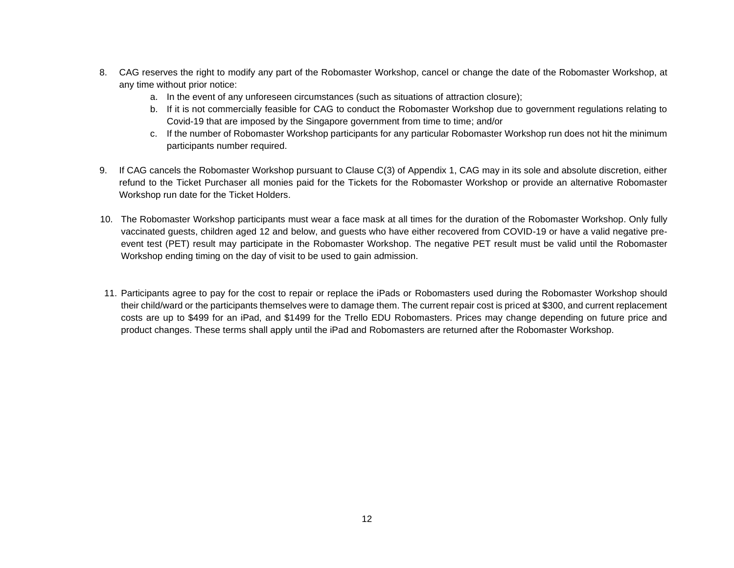8. CAG reserves the right to modify any part of the Robomaster Workshop, cancel or change the date of the Robomaster Workshop, at any time without prior notice:
    a. In the event of any unforeseen circumstances (such as situations of attraction closure);
    b. If it is not commercially feasible for CAG to conduct the Robomaster Workshop due to government regulations relating to Covid-19 that are imposed by the Singapore government from time to time; and/or
    c. If the number of Robomaster Workshop participants for any particular Robomaster Workshop run does not hit the minimum participants number required.

9. If CAG cancels the Robomaster Workshop pursuant to Clause C(3) of Appendix 1, CAG may in its sole and absolute discretion, either refund to the Ticket Purchaser all monies paid for the Tickets for the Robomaster Workshop or provide an alternative Robomaster Workshop run date for the Ticket Holders.

10. The Robomaster Workshop participants must wear a face mask at all times for the duration of the Robomaster Workshop. Only fully vaccinated guests, children aged 12 and below, and guests who have either recovered from COVID-19 or have a valid negative pre-event test (PET) result may participate in the Robomaster Workshop. The negative PET result must be valid until the Robomaster Workshop ending timing on the day of visit to be used to gain admission.

11. Participants agree to pay for the cost to repair or replace the iPads or Robomasters used during the Robomaster Workshop should their child/ward or the participants themselves were to damage them. The current repair cost is priced at $300, and current replacement costs are up to $499 for an iPad, and $1499 for the Trello EDU Robomasters. Prices may change depending on future price and product changes. These terms shall apply until the iPad and Robomasters are returned after the Robomaster Workshop.